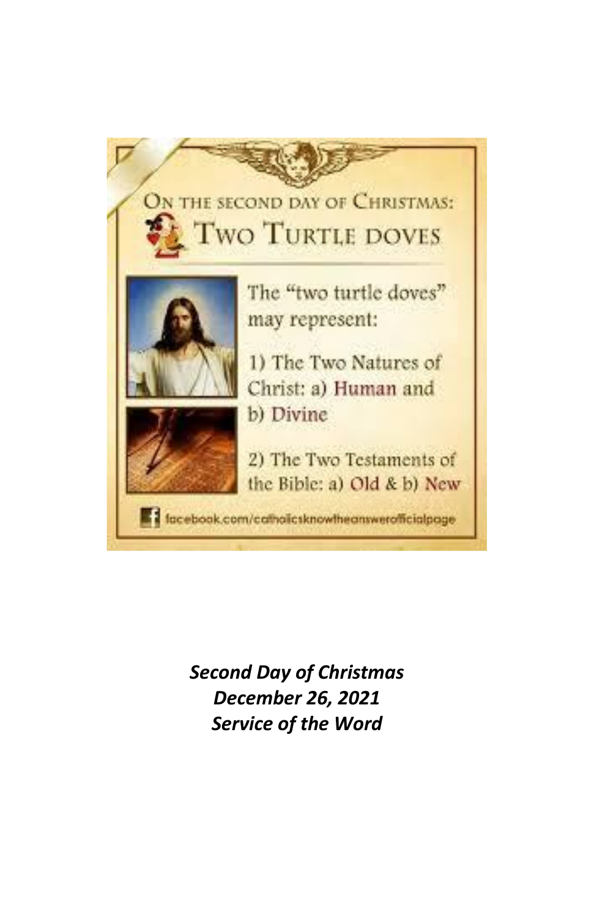ON THE SECOND DAY OF CHRISTMAS:

TWO TURTLE DOVES

The "two turtle doves" may represent:

1) The Two Natures of Christ: a) Human and b) Divine

2) The Two Testaments of the Bible: a) Old & b) New

facebook.com/catholicsknowtheanswerofficialpage

***Second Day of Christmas***
***December 26, 2021***
***Service of the Word***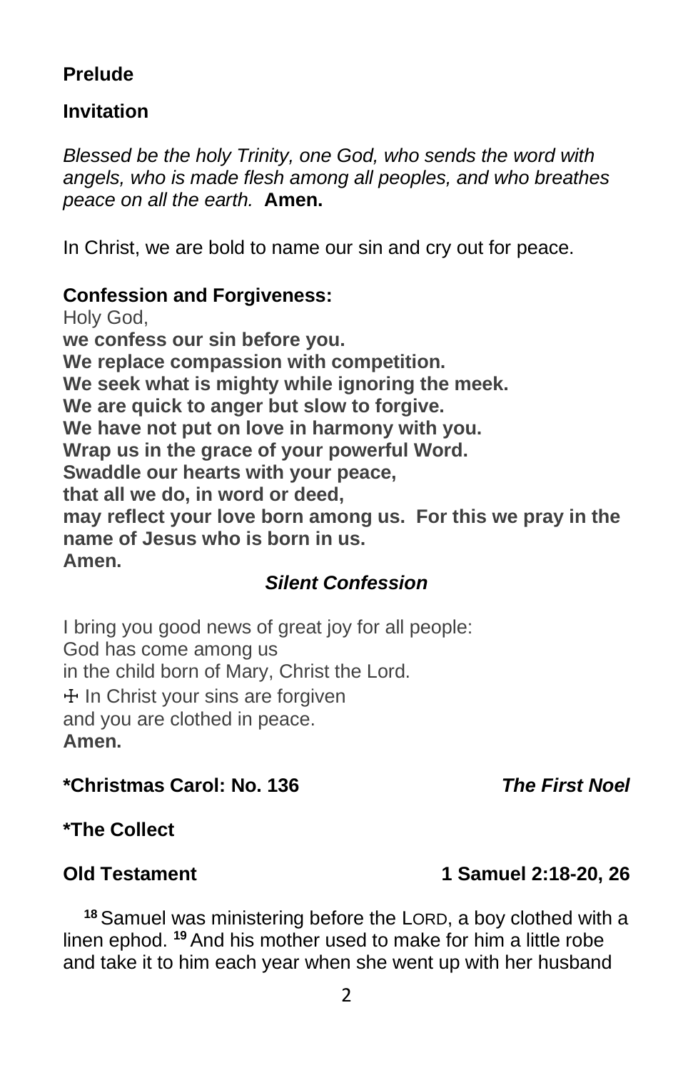**Prelude**

**Invitation**

*Blessed be the holy Trinity, one God, who sends the word with angels, who is made flesh among all peoples, and who breathes peace on all the earth.* **Amen.**

In Christ, we are bold to name our sin and cry out for peace.

**Confession and Forgiveness:**

Holy God,
**we confess our sin before you.**
**We replace compassion with competition.**
**We seek what is mighty while ignoring the meek.**
**We are quick to anger but slow to forgive.**
**We have not put on love in harmony with you.**
**Wrap us in the grace of your powerful Word.**
**Swaddle our hearts with your peace,**
**that all we do, in word or deed,**
**may reflect your love born among us. For this we pray in the name of Jesus who is born in us.**
**Amen.**

***Silent Confession***

I bring you good news of great joy for all people:
God has come among us
in the child born of Mary, Christ the Lord.
☩ In Christ your sins are forgiven
and you are clothed in peace.
**Amen.**

**\*Christmas Carol: No. 136** ***The First Noel***

**\*The Collect**

**Old Testament 1 Samuel 2:18-20, 26**

[18] Samuel was ministering before the LORD, a boy clothed with a linen ephod. [19] And his mother used to make for him a little robe and take it to him each year when she went up with her husband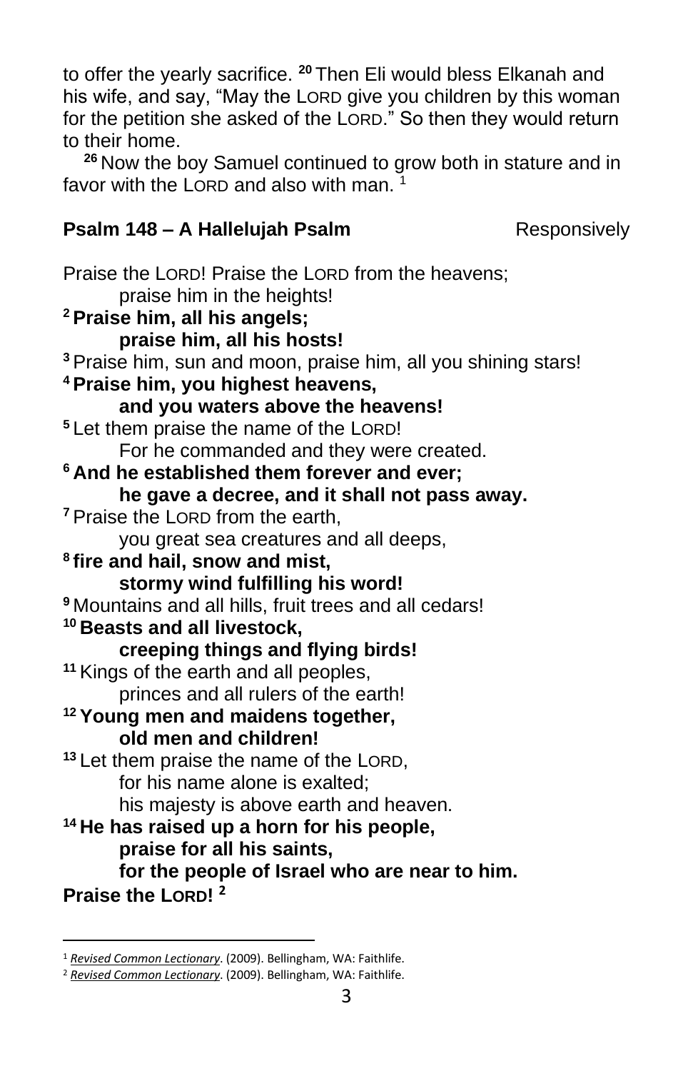to offer the yearly sacrifice. [20] Then Eli would bless Elkanah and his wife, and say, "May the LORD give you children by this woman for the petition she asked of the LORD." So then they would return to their home.

[26] Now the boy Samuel continued to grow both in stature and in favor with the LORD and also with man. [1]

**Psalm 148 – A Hallelujah Psalm** Responsively

Praise the LORD! Praise the LORD from the heavens;
praise him in the heights!
**[2] Praise him, all his angels;**
**praise him, all his hosts!**
[3] Praise him, sun and moon, praise him, all you shining stars!
**[4] Praise him, you highest heavens,**
**and you waters above the heavens!**
[5] Let them praise the name of the LORD!
For he commanded and they were created.
**[6] And he established them forever and ever;**
**he gave a decree, and it shall not pass away.**
[7] Praise the LORD from the earth,
you great sea creatures and all deeps,
**[8] fire and hail, snow and mist,**
**stormy wind fulfilling his word!**
[9] Mountains and all hills, fruit trees and all cedars!
**[10] Beasts and all livestock,**
**creeping things and flying birds!**
[11] Kings of the earth and all peoples,
princes and all rulers of the earth!
**[12] Young men and maidens together,**
**old men and children!**
[13] Let them praise the name of the LORD,
for his name alone is exalted;
his majesty is above earth and heaven.
**[14] He has raised up a horn for his people,**
**praise for all his saints,**
**for the people of Israel who are near to him.**
**Praise the LORD!** [2]

---

[1] *Revised Common Lectionary*. (2009). Bellingham, WA: Faithlife.

[2] *Revised Common Lectionary*. (2009). Bellingham, WA: Faithlife.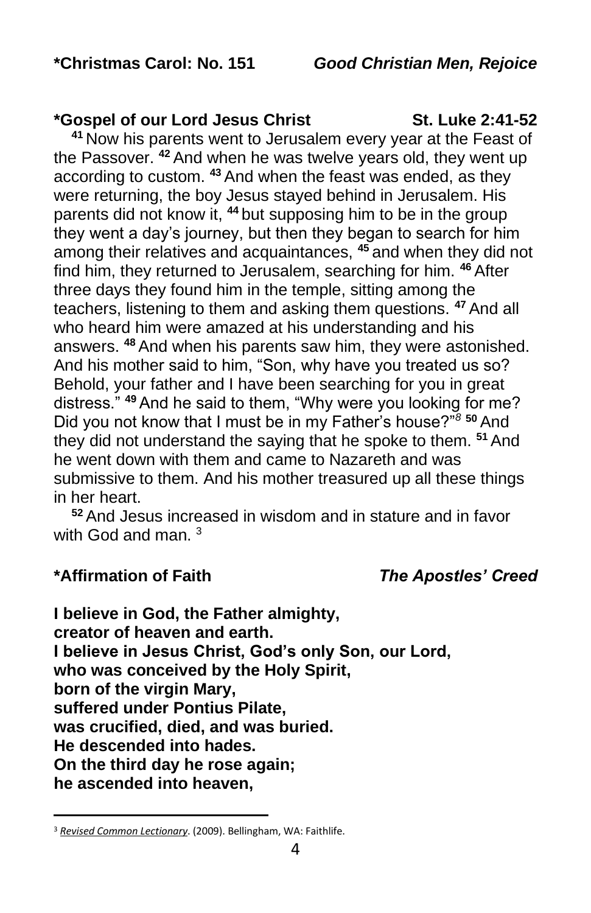**\*Christmas Carol: No. 151** *Good Christian Men, Rejoice*

**\*Gospel of our Lord Jesus Christ St. Luke 2:41-52**

**41** Now his parents went to Jerusalem every year at the Feast of the Passover. **42** And when he was twelve years old, they went up according to custom. **43** And when the feast was ended, as they were returning, the boy Jesus stayed behind in Jerusalem. His parents did not know it, **44** but supposing him to be in the group they went a day's journey, but then they began to search for him among their relatives and acquaintances, **45** and when they did not find him, they returned to Jerusalem, searching for him. **46** After three days they found him in the temple, sitting among the teachers, listening to them and asking them questions. **47** And all who heard him were amazed at his understanding and his answers. **48** And when his parents saw him, they were astonished. And his mother said to him, "Son, why have you treated us so? Behold, your father and I have been searching for you in great distress." **49** And he said to them, "Why were you looking for me? Did you not know that I must be in my Father's house?"[8] **50** And they did not understand the saying that he spoke to them. **51** And he went down with them and came to Nazareth and was submissive to them. And his mother treasured up all these things in her heart.

**52** And Jesus increased in wisdom and in stature and in favor with God and man. [3]

**\*Affirmation of Faith** *The Apostles' Creed*

**I believe in God, the Father almighty,**
**creator of heaven and earth.**
**I believe in Jesus Christ, God's only Son, our Lord,**
**who was conceived by the Holy Spirit,**
**born of the virgin Mary,**
**suffered under Pontius Pilate,**
**was crucified, died, and was buried.**
**He descended into hades.**
**On the third day he rose again;**
**he ascended into heaven,**

---

[3] *Revised Common Lectionary*. (2009). Bellingham, WA: Faithlife.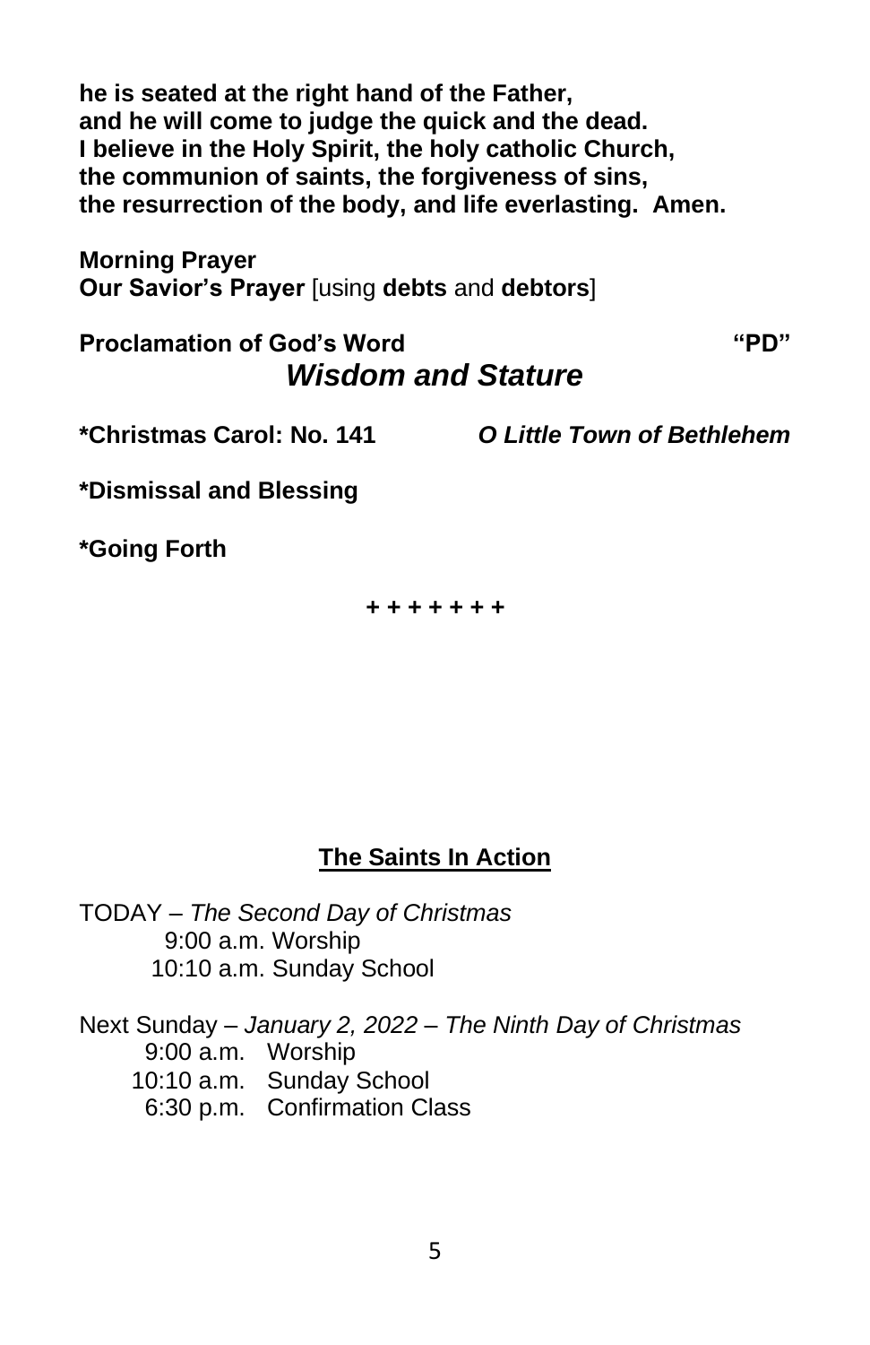**he is seated at the right hand of the Father,**
**and he will come to judge the quick and the dead.**
**I believe in the Holy Spirit, the holy catholic Church,**
**the communion of saints, the forgiveness of sins,**
**the resurrection of the body, and life everlasting. Amen.**

**Morning Prayer**
**Our Savior's Prayer** [using **debts** and **debtors**]

**Proclamation of God's Word** **"PD"**

***Wisdom and Stature***

**\*Christmas Carol: No. 141** ***O Little Town of Bethlehem***

**\*Dismissal and Blessing**

**\*Going Forth**

**+ + + + + + +**

## The Saints In Action

TODAY – *The Second Day of Christmas*
9:00 a.m. Worship
10:10 a.m. Sunday School

Next Sunday – *January 2, 2022 – The Ninth Day of Christmas*
9:00 a.m. Worship
10:10 a.m. Sunday School
6:30 p.m. Confirmation Class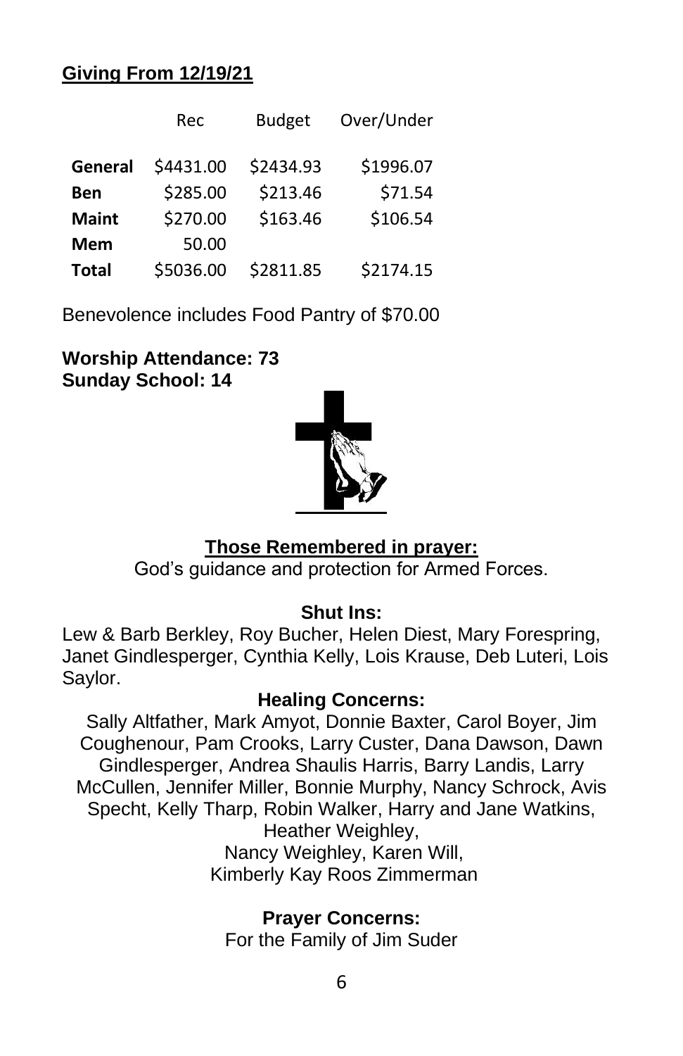## Giving From 12/19/21

| | Rec | Budget | Over/Under |
|---|---|---|---|
| **General** | $4431.00 | $2434.93 | $1996.07 |
| **Ben** | $285.00 | $213.46 | $71.54 |
| **Maint** | $270.00 | $163.46 | $106.54 |
| **Mem** | 50.00 | | |
| **Total** | $5036.00 | $2811.85 | $2174.15 |

Benevolence includes Food Pantry of $70.00

**Worship Attendance: 73**
**Sunday School: 14**

### Those Remembered in prayer:

God's guidance and protection for Armed Forces.

**Shut Ins:**

Lew & Barb Berkley, Roy Bucher, Helen Diest, Mary Forespring, Janet Gindlesperger, Cynthia Kelly, Lois Krause, Deb Luteri, Lois Saylor.

**Healing Concerns:**

Sally Altfather, Mark Amyot, Donnie Baxter, Carol Boyer, Jim Coughenour, Pam Crooks, Larry Custer, Dana Dawson, Dawn Gindlesperger, Andrea Shaulis Harris, Barry Landis, Larry McCullen, Jennifer Miller, Bonnie Murphy, Nancy Schrock, Avis Specht, Kelly Tharp, Robin Walker, Harry and Jane Watkins, Heather Weighley, Nancy Weighley, Karen Will, Kimberly Kay Roos Zimmerman

**Prayer Concerns:**

For the Family of Jim Suder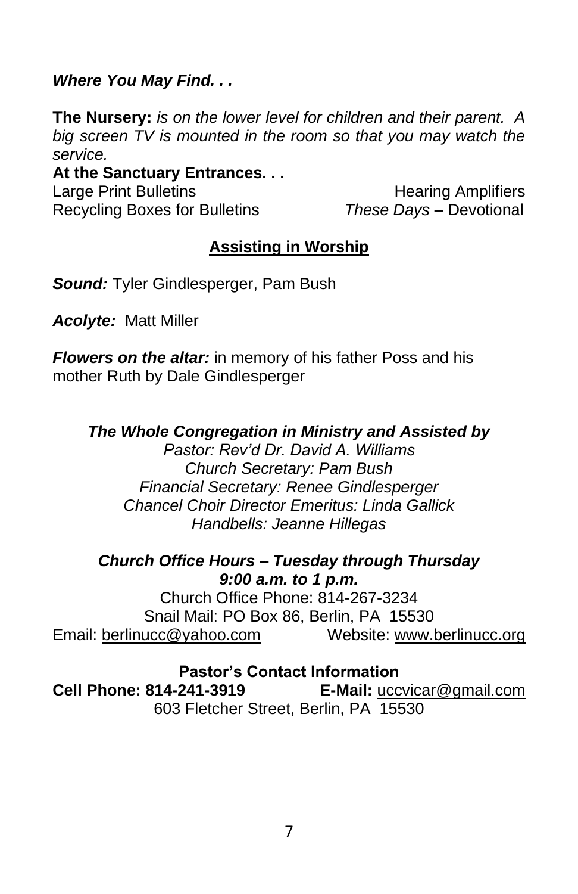***Where You May Find. . .***

**The Nursery:** *is on the lower level for children and their parent. A big screen TV is mounted in the room so that you may watch the service.*

**At the Sanctuary Entrances. . .**

Large Print Bulletins
Hearing Amplifiers
Recycling Boxes for Bulletins
*These Days* – Devotional

## Assisting in Worship

***Sound:*** Tyler Gindlesperger, Pam Bush

***Acolyte:*** Matt Miller

***Flowers on the altar:*** in memory of his father Poss and his mother Ruth by Dale Gindlesperger

***The Whole Congregation in Ministry and Assisted by***

*Pastor: Rev'd Dr. David A. Williams*
*Church Secretary: Pam Bush*
*Financial Secretary: Renee Gindlesperger*
*Chancel Choir Director Emeritus: Linda Gallick*
*Handbells: Jeanne Hillegas*

***Church Office Hours – Tuesday through Thursday***
***9:00 a.m. to 1 p.m.***

Church Office Phone: 814-267-3234
Snail Mail: PO Box 86, Berlin, PA 15530
Email: berlinucc@yahoo.com Website: www.berlinucc.org

**Pastor's Contact Information**

**Cell Phone: 814-241-3919** **E-Mail:** uccvicar@gmail.com
603 Fletcher Street, Berlin, PA 15530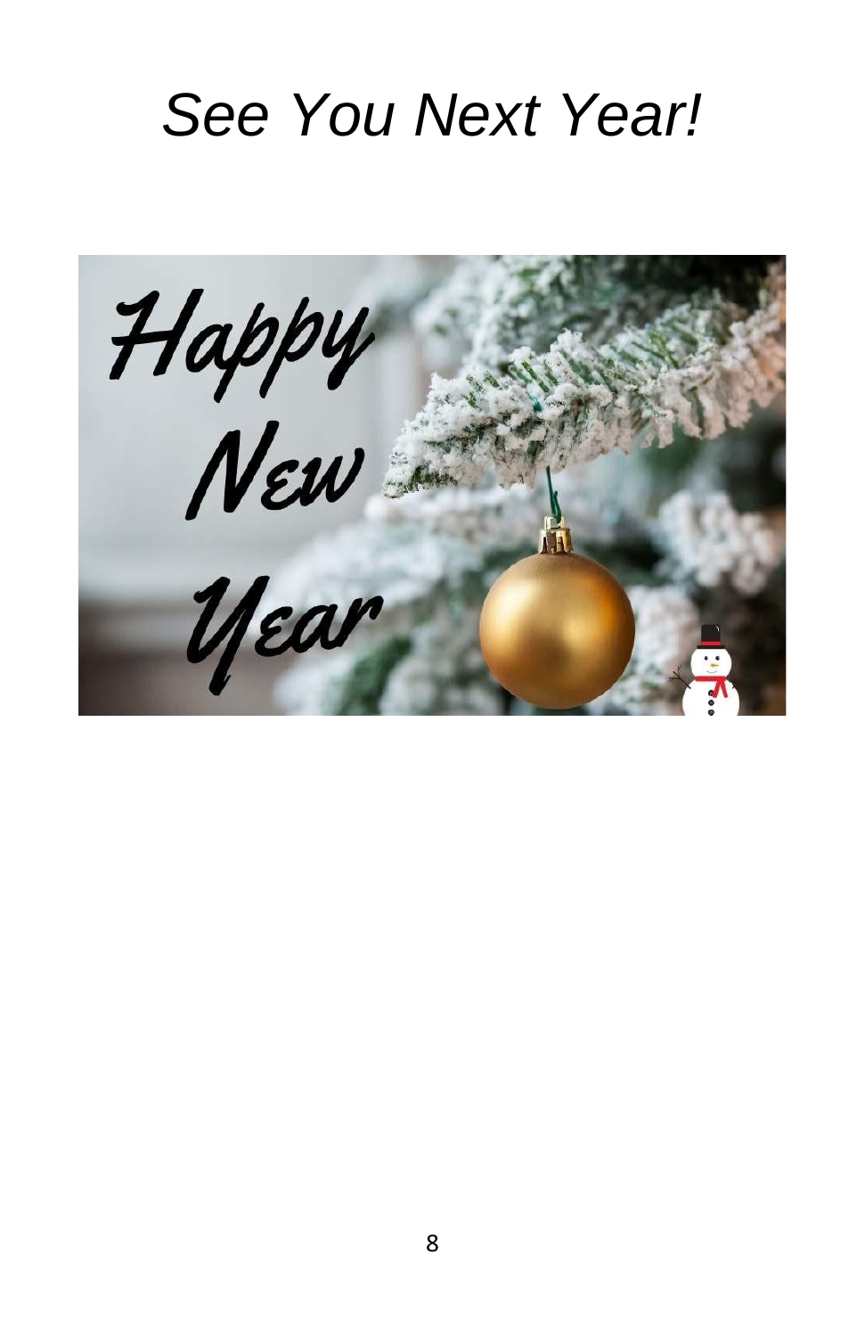# *See You Next Year!*